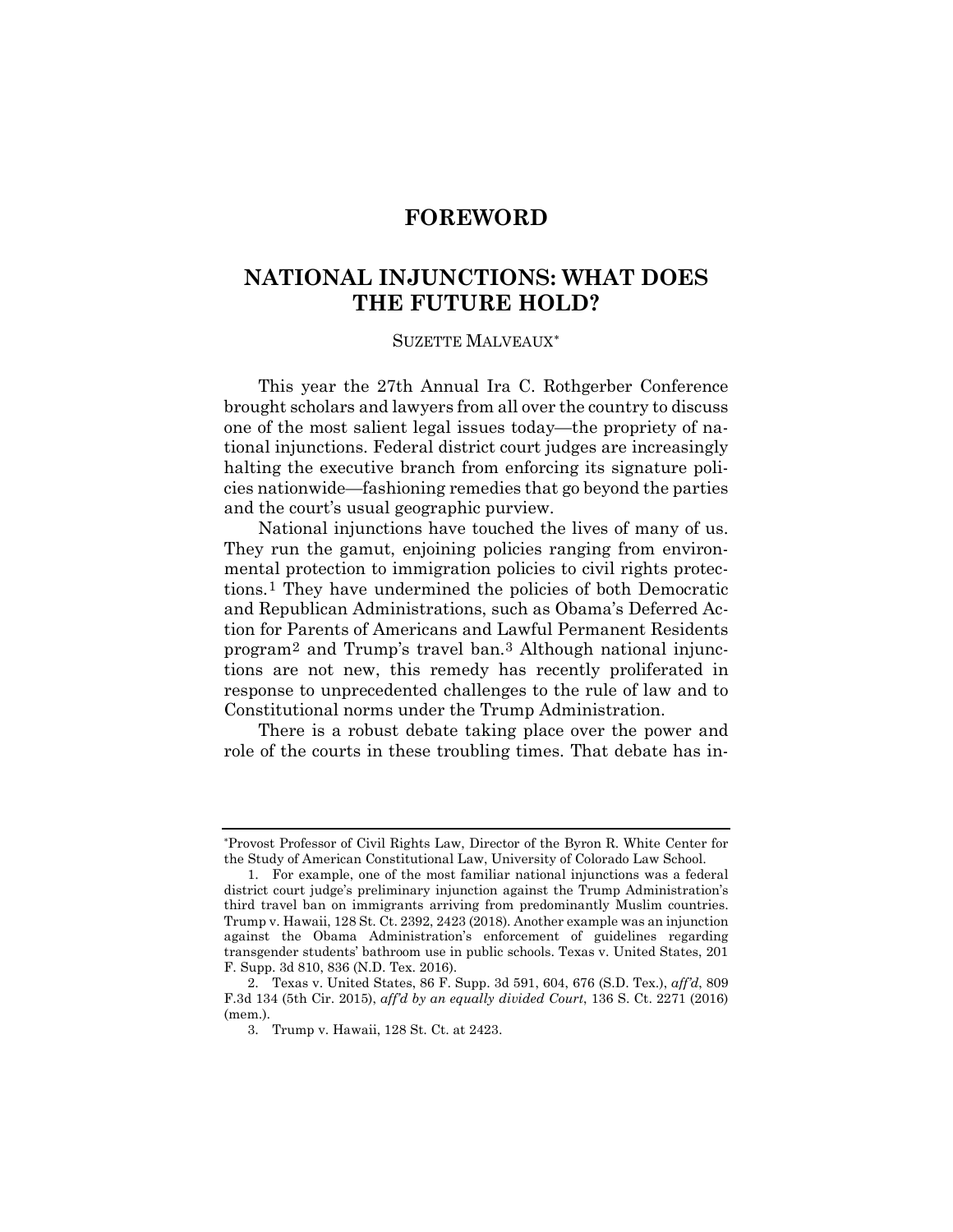# FOREWORD

## NATIONAL INJUNCTIONS: WHAT DOES THE FUTURE HOLD?

SUZETTE MALVEAUX[*]

This year the 27th Annual Ira C. Rothgerber Conference brought scholars and lawyers from all over the country to discuss one of the most salient legal issues today—the propriety of national injunctions. Federal district court judges are increasingly halting the executive branch from enforcing its signature policies nationwide—fashioning remedies that go beyond the parties and the court's usual geographic purview.

National injunctions have touched the lives of many of us. They run the gamut, enjoining policies ranging from environmental protection to immigration policies to civil rights protections.[1] They have undermined the policies of both Democratic and Republican Administrations, such as Obama's Deferred Action for Parents of Americans and Lawful Permanent Residents program[2] and Trump's travel ban.[3] Although national injunctions are not new, this remedy has recently proliferated in response to unprecedented challenges to the rule of law and to Constitutional norms under the Trump Administration.

There is a robust debate taking place over the power and role of the courts in these troubling times. That debate has in-

---

[*]Provost Professor of Civil Rights Law, Director of the Byron R. White Center for the Study of American Constitutional Law, University of Colorado Law School.

1. For example, one of the most familiar national injunctions was a federal district court judge's preliminary injunction against the Trump Administration's third travel ban on immigrants arriving from predominantly Muslim countries. Trump v. Hawaii, 128 St. Ct. 2392, 2423 (2018). Another example was an injunction against the Obama Administration's enforcement of guidelines regarding transgender students' bathroom use in public schools. Texas v. United States, 201 F. Supp. 3d 810, 836 (N.D. Tex. 2016).

2. Texas v. United States, 86 F. Supp. 3d 591, 604, 676 (S.D. Tex.), *aff'd*, 809 F.3d 134 (5th Cir. 2015), *aff'd by an equally divided Court*, 136 S. Ct. 2271 (2016) (mem.).

3. Trump v. Hawaii, 128 St. Ct. at 2423.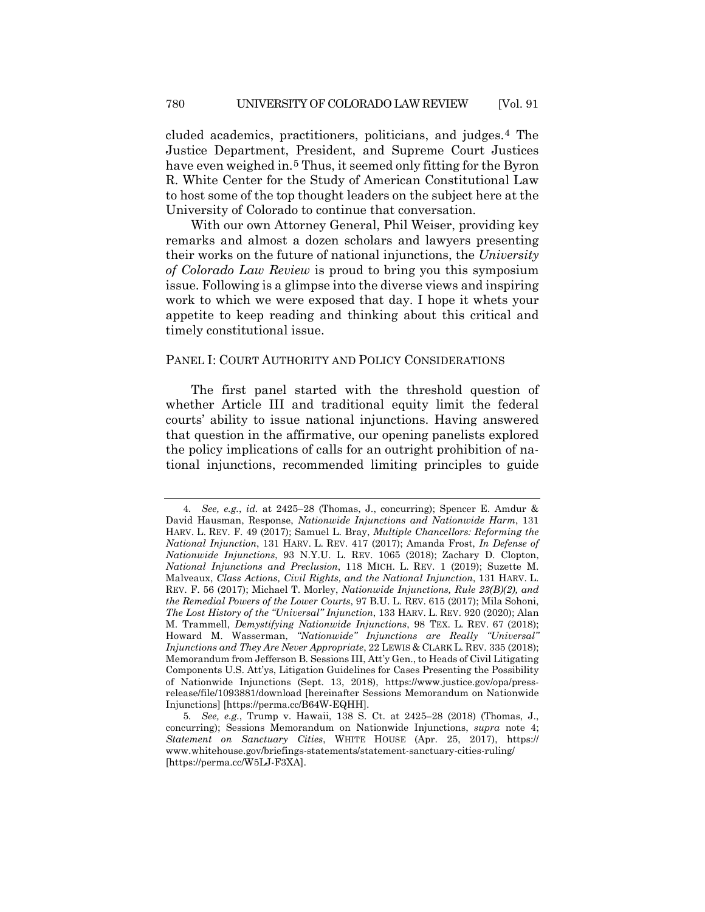cluded academics, practitioners, politicians, and judges.[4] The Justice Department, President, and Supreme Court Justices have even weighed in.[5] Thus, it seemed only fitting for the Byron R. White Center for the Study of American Constitutional Law to host some of the top thought leaders on the subject here at the University of Colorado to continue that conversation.

With our own Attorney General, Phil Weiser, providing key remarks and almost a dozen scholars and lawyers presenting their works on the future of national injunctions, the *University of Colorado Law Review* is proud to bring you this symposium issue. Following is a glimpse into the diverse views and inspiring work to which we were exposed that day. I hope it whets your appetite to keep reading and thinking about this critical and timely constitutional issue.

## PANEL I: COURT AUTHORITY AND POLICY CONSIDERATIONS

The first panel started with the threshold question of whether Article III and traditional equity limit the federal courts' ability to issue national injunctions. Having answered that question in the affirmative, our opening panelists explored the policy implications of calls for an outright prohibition of national injunctions, recommended limiting principles to guide

---

4. *See, e.g.*, *id.* at 2425–28 (Thomas, J., concurring); Spencer E. Amdur & David Hausman, Response, *Nationwide Injunctions and Nationwide Harm*, 131 HARV. L. REV. F. 49 (2017); Samuel L. Bray, *Multiple Chancellors: Reforming the National Injunction*, 131 HARV. L. REV. 417 (2017); Amanda Frost, *In Defense of Nationwide Injunctions*, 93 N.Y.U. L. REV. 1065 (2018); Zachary D. Clopton, *National Injunctions and Preclusion*, 118 MICH. L. REV. 1 (2019); Suzette M. Malveaux, *Class Actions, Civil Rights, and the National Injunction*, 131 HARV. L. REV. F. 56 (2017); Michael T. Morley, *Nationwide Injunctions, Rule 23(B)(2), and the Remedial Powers of the Lower Courts*, 97 B.U. L. REV. 615 (2017); Mila Sohoni, *The Lost History of the "Universal" Injunction*, 133 HARV. L. REV. 920 (2020); Alan M. Trammell, *Demystifying Nationwide Injunctions*, 98 TEX. L. REV. 67 (2018); Howard M. Wasserman, *"Nationwide" Injunctions are Really "Universal" Injunctions and They Are Never Appropriate*, 22 LEWIS & CLARK L. REV. 335 (2018); Memorandum from Jefferson B. Sessions III, Att'y Gen., to Heads of Civil Litigating Components U.S. Att'ys, Litigation Guidelines for Cases Presenting the Possibility of Nationwide Injunctions (Sept. 13, 2018), https://www.justice.gov/opa/press-release/file/1093881/download [hereinafter Sessions Memorandum on Nationwide Injunctions] [https://perma.cc/B64W-EQHH].

5. *See, e.g.*, Trump v. Hawaii, 138 S. Ct. at 2425–28 (2018) (Thomas, J., concurring); Sessions Memorandum on Nationwide Injunctions, *supra* note 4; *Statement on Sanctuary Cities*, WHITE HOUSE (Apr. 25, 2017), https://www.whitehouse.gov/briefings-statements/statement-sanctuary-cities-ruling/ [https://perma.cc/W5LJ-F3XA].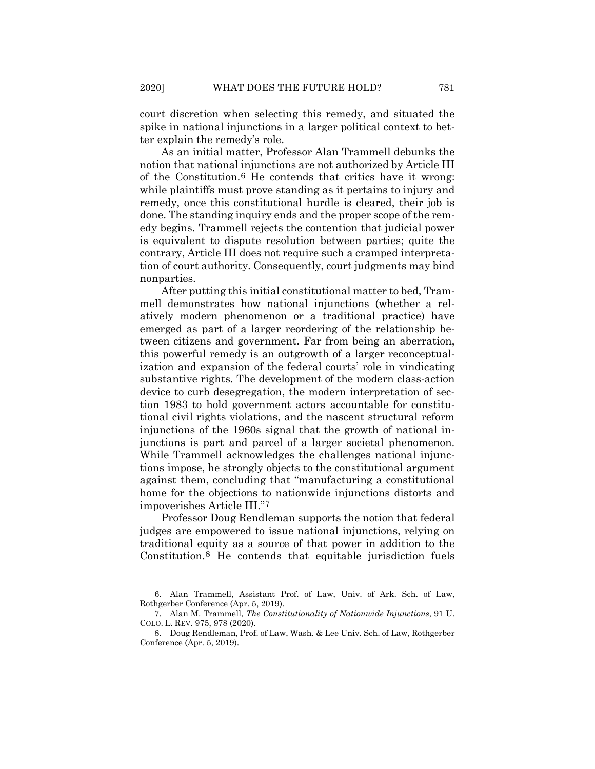court discretion when selecting this remedy, and situated the spike in national injunctions in a larger political context to better explain the remedy's role.

As an initial matter, Professor Alan Trammell debunks the notion that national injunctions are not authorized by Article III of the Constitution.[6] He contends that critics have it wrong: while plaintiffs must prove standing as it pertains to injury and remedy, once this constitutional hurdle is cleared, their job is done. The standing inquiry ends and the proper scope of the remedy begins. Trammell rejects the contention that judicial power is equivalent to dispute resolution between parties; quite the contrary, Article III does not require such a cramped interpretation of court authority. Consequently, court judgments may bind nonparties.

After putting this initial constitutional matter to bed, Trammell demonstrates how national injunctions (whether a relatively modern phenomenon or a traditional practice) have emerged as part of a larger reordering of the relationship between citizens and government. Far from being an aberration, this powerful remedy is an outgrowth of a larger reconceptualization and expansion of the federal courts' role in vindicating substantive rights. The development of the modern class-action device to curb desegregation, the modern interpretation of section 1983 to hold government actors accountable for constitutional civil rights violations, and the nascent structural reform injunctions of the 1960s signal that the growth of national injunctions is part and parcel of a larger societal phenomenon. While Trammell acknowledges the challenges national injunctions impose, he strongly objects to the constitutional argument against them, concluding that "manufacturing a constitutional home for the objections to nationwide injunctions distorts and impoverishes Article III."[7]

Professor Doug Rendleman supports the notion that federal judges are empowered to issue national injunctions, relying on traditional equity as a source of that power in addition to the Constitution.[8] He contends that equitable jurisdiction fuels

---

6. Alan Trammell, Assistant Prof. of Law, Univ. of Ark. Sch. of Law, Rothgerber Conference (Apr. 5, 2019).

7. Alan M. Trammell, *The Constitutionality of Nationwide Injunctions*, 91 U. COLO. L. REV. 975, 978 (2020).

8. Doug Rendleman, Prof. of Law, Wash. & Lee Univ. Sch. of Law, Rothgerber Conference (Apr. 5, 2019).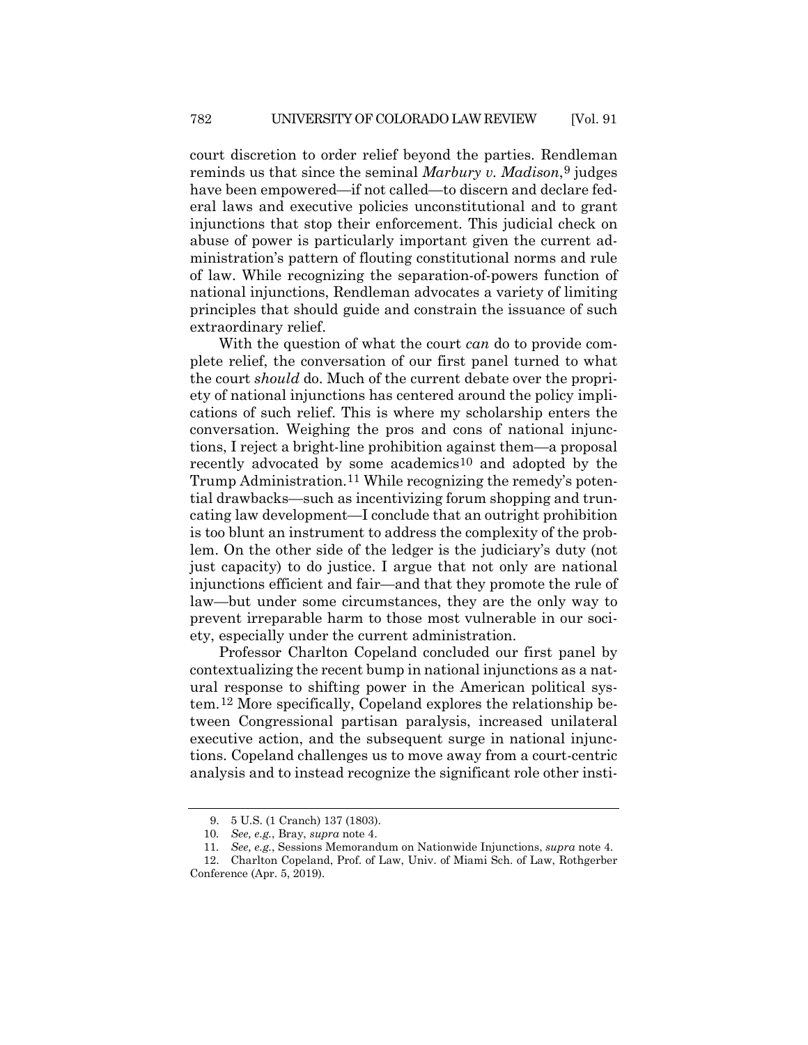court discretion to order relief beyond the parties. Rendleman reminds us that since the seminal *Marbury v. Madison*,[9] judges have been empowered—if not called—to discern and declare federal laws and executive policies unconstitutional and to grant injunctions that stop their enforcement. This judicial check on abuse of power is particularly important given the current administration's pattern of flouting constitutional norms and rule of law. While recognizing the separation-of-powers function of national injunctions, Rendleman advocates a variety of limiting principles that should guide and constrain the issuance of such extraordinary relief.

With the question of what the court *can* do to provide complete relief, the conversation of our first panel turned to what the court *should* do. Much of the current debate over the propriety of national injunctions has centered around the policy implications of such relief. This is where my scholarship enters the conversation. Weighing the pros and cons of national injunctions, I reject a bright-line prohibition against them—a proposal recently advocated by some academics[10] and adopted by the Trump Administration.[11] While recognizing the remedy's potential drawbacks—such as incentivizing forum shopping and truncating law development—I conclude that an outright prohibition is too blunt an instrument to address the complexity of the problem. On the other side of the ledger is the judiciary's duty (not just capacity) to do justice. I argue that not only are national injunctions efficient and fair—and that they promote the rule of law—but under some circumstances, they are the only way to prevent irreparable harm to those most vulnerable in our society, especially under the current administration.

Professor Charlton Copeland concluded our first panel by contextualizing the recent bump in national injunctions as a natural response to shifting power in the American political system.[12] More specifically, Copeland explores the relationship between Congressional partisan paralysis, increased unilateral executive action, and the subsequent surge in national injunctions. Copeland challenges us to move away from a court-centric analysis and to instead recognize the significant role other insti-

---

9. 5 U.S. (1 Cranch) 137 (1803).

10. *See, e.g.*, Bray, *supra* note 4.

11. *See, e.g.*, Sessions Memorandum on Nationwide Injunctions, *supra* note 4.

12. Charlton Copeland, Prof. of Law, Univ. of Miami Sch. of Law, Rothgerber Conference (Apr. 5, 2019).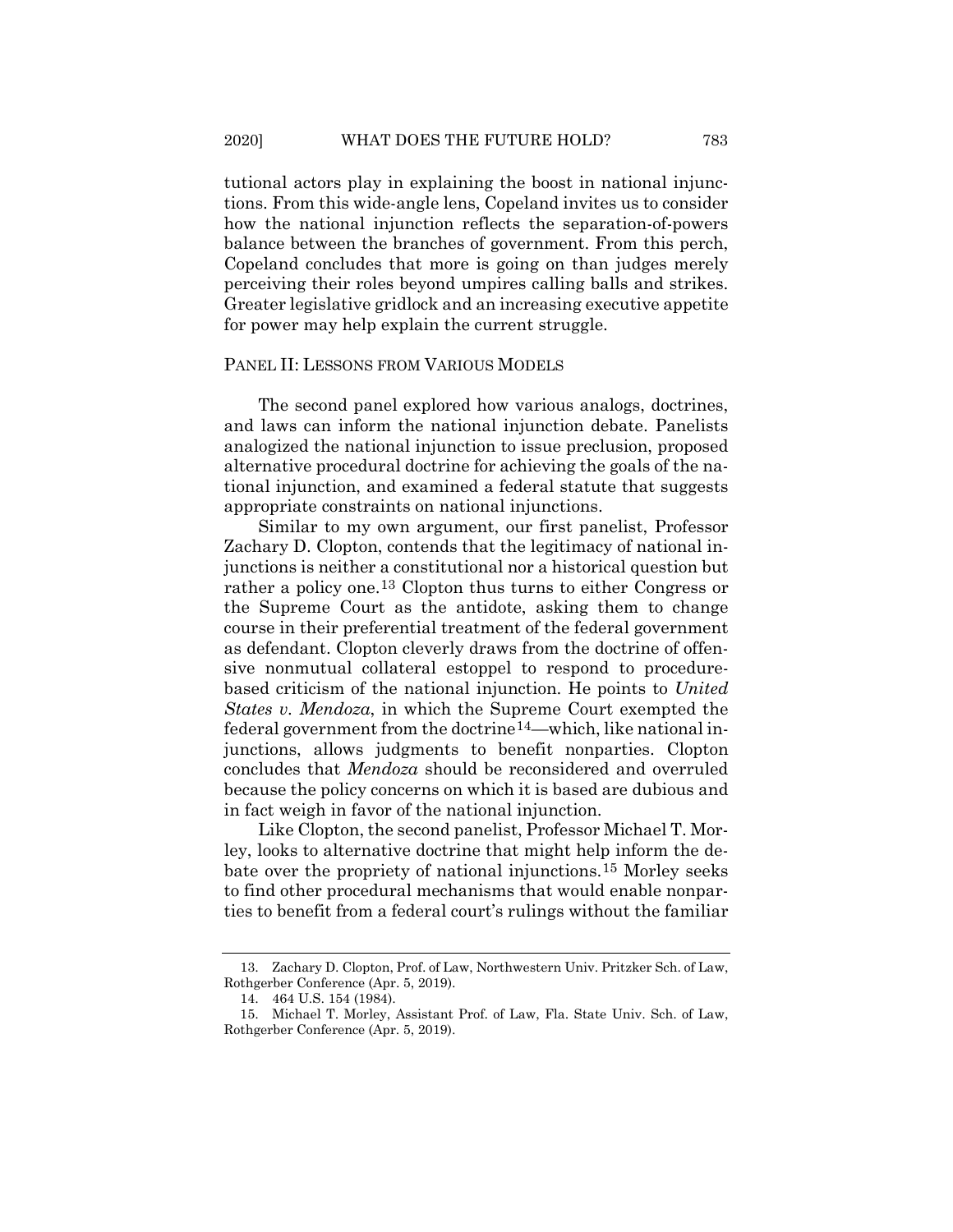tutional actors play in explaining the boost in national injunctions. From this wide-angle lens, Copeland invites us to consider how the national injunction reflects the separation-of-powers balance between the branches of government. From this perch, Copeland concludes that more is going on than judges merely perceiving their roles beyond umpires calling balls and strikes. Greater legislative gridlock and an increasing executive appetite for power may help explain the current struggle.

## PANEL II: LESSONS FROM VARIOUS MODELS

The second panel explored how various analogs, doctrines, and laws can inform the national injunction debate. Panelists analogized the national injunction to issue preclusion, proposed alternative procedural doctrine for achieving the goals of the national injunction, and examined a federal statute that suggests appropriate constraints on national injunctions.

Similar to my own argument, our first panelist, Professor Zachary D. Clopton, contends that the legitimacy of national injunctions is neither a constitutional nor a historical question but rather a policy one.[13] Clopton thus turns to either Congress or the Supreme Court as the antidote, asking them to change course in their preferential treatment of the federal government as defendant. Clopton cleverly draws from the doctrine of offensive nonmutual collateral estoppel to respond to procedure-based criticism of the national injunction. He points to *United States v. Mendoza*, in which the Supreme Court exempted the federal government from the doctrine[14]—which, like national injunctions, allows judgments to benefit nonparties. Clopton concludes that *Mendoza* should be reconsidered and overruled because the policy concerns on which it is based are dubious and in fact weigh in favor of the national injunction.

Like Clopton, the second panelist, Professor Michael T. Morley, looks to alternative doctrine that might help inform the debate over the propriety of national injunctions.[15] Morley seeks to find other procedural mechanisms that would enable nonparties to benefit from a federal court's rulings without the familiar

13. Zachary D. Clopton, Prof. of Law, Northwestern Univ. Pritzker Sch. of Law, Rothgerber Conference (Apr. 5, 2019).

14. 464 U.S. 154 (1984).

15. Michael T. Morley, Assistant Prof. of law, Fla. State Univ. Sch. of Law, Rothgerber Conference (Apr. 5, 2019).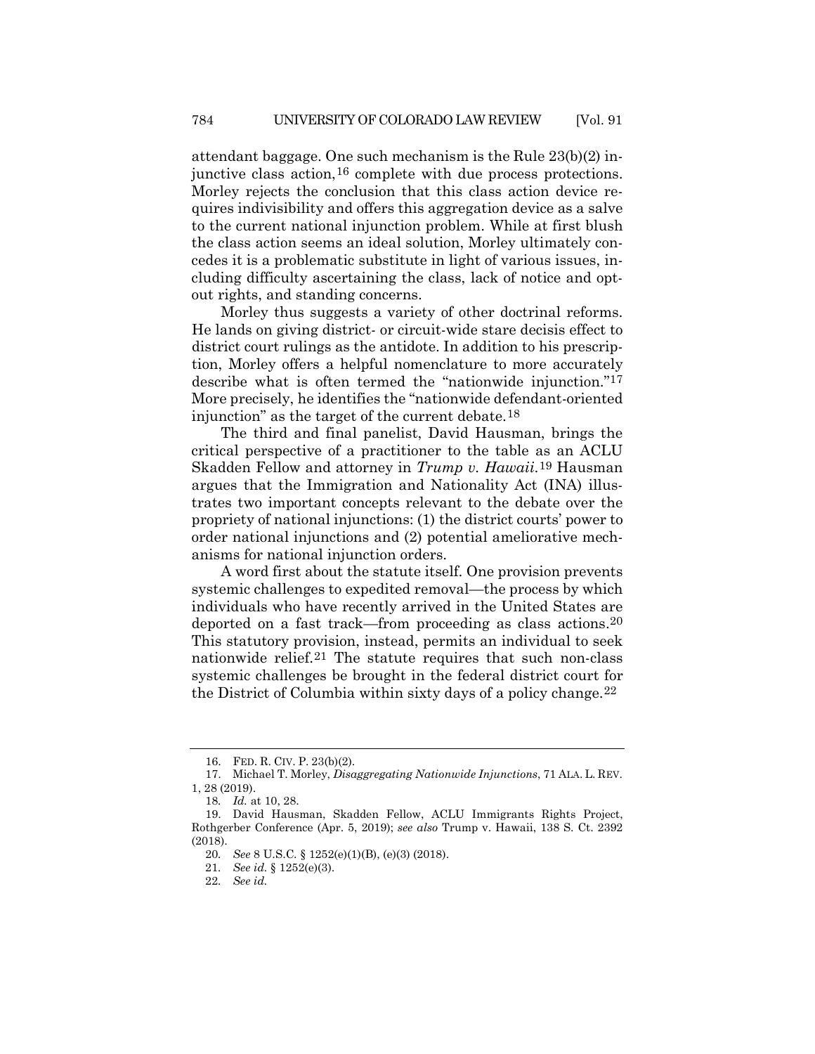attendant baggage. One such mechanism is the Rule 23(b)(2) injunctive class action,[16] complete with due process protections. Morley rejects the conclusion that this class action device requires indivisibility and offers this aggregation device as a salve to the current national injunction problem. While at first blush the class action seems an ideal solution, Morley ultimately concedes it is a problematic substitute in light of various issues, including difficulty ascertaining the class, lack of notice and opt-out rights, and standing concerns.

Morley thus suggests a variety of other doctrinal reforms. He lands on giving district- or circuit-wide stare decisis effect to district court rulings as the antidote. In addition to his prescription, Morley offers a helpful nomenclature to more accurately describe what is often termed the "nationwide injunction."[17] More precisely, he identifies the "nationwide defendant-oriented injunction" as the target of the current debate.[18]

The third and final panelist, David Hausman, brings the critical perspective of a practitioner to the table as an ACLU Skadden Fellow and attorney in *Trump v. Hawaii*.[19] Hausman argues that the Immigration and Nationality Act (INA) illustrates two important concepts relevant to the debate over the propriety of national injunctions: (1) the district courts' power to order national injunctions and (2) potential ameliorative mechanisms for national injunction orders.

A word first about the statute itself. One provision prevents systemic challenges to expedited removal—the process by which individuals who have recently arrived in the United States are deported on a fast track—from proceeding as class actions.[20] This statutory provision, instead, permits an individual to seek nationwide relief.[21] The statute requires that such non-class systemic challenges be brought in the federal district court for the District of Columbia within sixty days of a policy change.[22]

---

16. FED. R. CIV. P. 23(b)(2).

17. Michael T. Morley, *Disaggregating Nationwide Injunctions*, 71 ALA. L. REV. 1, 28 (2019).

18. *Id.* at 10, 28.

19. David Hausman, Skadden Fellow, ACLU Immigrants Rights Project, Rothgerber Conference (Apr. 5, 2019); *see also* Trump v. Hawaii, 138 S. Ct. 2392 (2018).

20. *See* 8 U.S.C. § 1252(e)(1)(B), (e)(3) (2018).

21. *See id.* § 1252(e)(3).

22. *See id.*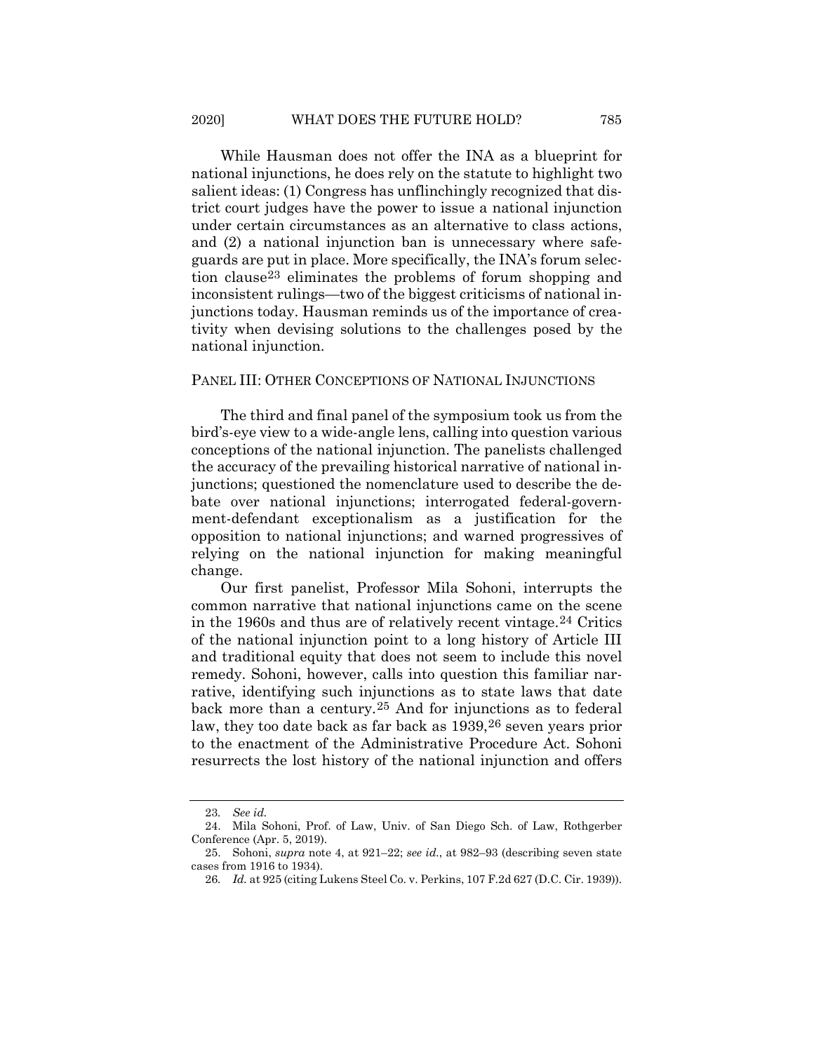While Hausman does not offer the INA as a blueprint for national injunctions, he does rely on the statute to highlight two salient ideas: (1) Congress has unflinchingly recognized that district court judges have the power to issue a national injunction under certain circumstances as an alternative to class actions, and (2) a national injunction ban is unnecessary where safeguards are put in place. More specifically, the INA's forum selection clause[23] eliminates the problems of forum shopping and inconsistent rulings—two of the biggest criticisms of national injunctions today. Hausman reminds us of the importance of creativity when devising solutions to the challenges posed by the national injunction.

## PANEL III: OTHER CONCEPTIONS OF NATIONAL INJUNCTIONS

The third and final panel of the symposium took us from the bird's-eye view to a wide-angle lens, calling into question various conceptions of the national injunction. The panelists challenged the accuracy of the prevailing historical narrative of national injunctions; questioned the nomenclature used to describe the debate over national injunctions; interrogated federal-government-defendant exceptionalism as a justification for the opposition to national injunctions; and warned progressives of relying on the national injunction for making meaningful change.

Our first panelist, Professor Mila Sohoni, interrupts the common narrative that national injunctions came on the scene in the 1960s and thus are of relatively recent vintage.[24] Critics of the national injunction point to a long history of Article III and traditional equity that does not seem to include this novel remedy. Sohoni, however, calls into question this familiar narrative, identifying such injunctions as to state laws that date back more than a century.[25] And for injunctions as to federal law, they too date back as far back as 1939,[26] seven years prior to the enactment of the Administrative Procedure Act. Sohoni resurrects the lost history of the national injunction and offers

---

23. *See id.*

24. Mila Sohoni, Prof. of Law, Univ. of San Diego Sch. of Law, Rothgerber Conference (Apr. 5, 2019).

25. Sohoni, *supra* note 4, at 921–22; *see id.*, at 982–93 (describing seven state cases from 1916 to 1934).

26. *Id.* at 925 (citing Lukens Steel Co. v. Perkins, 107 F.2d 627 (D.C. Cir. 1939)).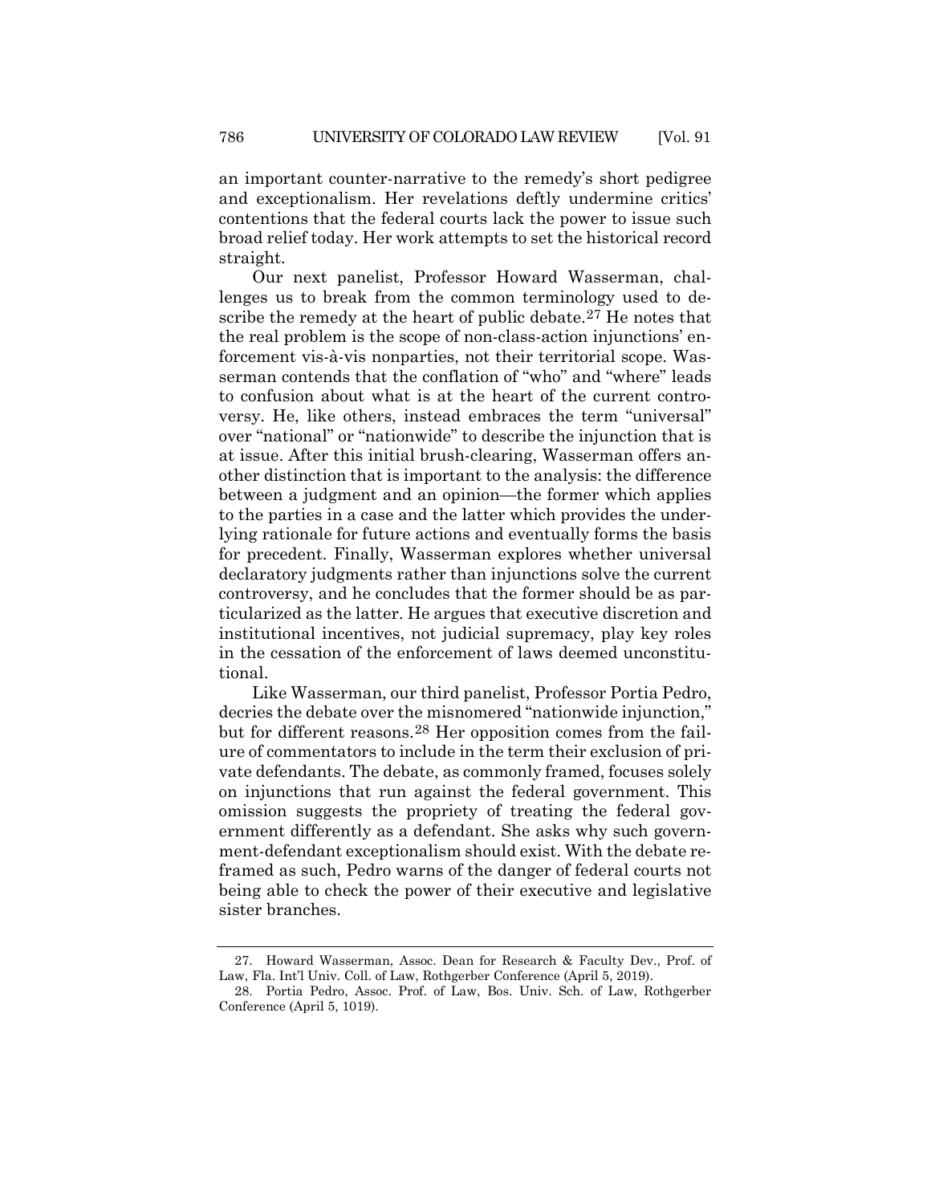an important counter-narrative to the remedy's short pedigree and exceptionalism. Her revelations deftly undermine critics' contentions that the federal courts lack the power to issue such broad relief today. Her work attempts to set the historical record straight.

Our next panelist, Professor Howard Wasserman, challenges us to break from the common terminology used to describe the remedy at the heart of public debate.[27] He notes that the real problem is the scope of non-class-action injunctions' enforcement vis-à-vis nonparties, not their territorial scope. Wasserman contends that the conflation of "who" and "where" leads to confusion about what is at the heart of the current controversy. He, like others, instead embraces the term "universal" over "national" or "nationwide" to describe the injunction that is at issue. After this initial brush-clearing, Wasserman offers another distinction that is important to the analysis: the difference between a judgment and an opinion—the former which applies to the parties in a case and the latter which provides the underlying rationale for future actions and eventually forms the basis for precedent. Finally, Wasserman explores whether universal declaratory judgments rather than injunctions solve the current controversy, and he concludes that the former should be as particularized as the latter. He argues that executive discretion and institutional incentives, not judicial supremacy, play key roles in the cessation of the enforcement of laws deemed unconstitutional.

Like Wasserman, our third panelist, Professor Portia Pedro, decries the debate over the misnomered "nationwide injunction," but for different reasons.[28] Her opposition comes from the failure of commentators to include in the term their exclusion of private defendants. The debate, as commonly framed, focuses solely on injunctions that run against the federal government. This omission suggests the propriety of treating the federal government differently as a defendant. She asks why such government-defendant exceptionalism should exist. With the debate reframed as such, Pedro warns of the danger of federal courts not being able to check the power of their executive and legislative sister branches.

---

27. Howard Wasserman, Assoc. Dean for Research & Faculty Dev., Prof. of Law, Fla. Int'l Univ. Coll. of Law, Rothgerber Conference (April 5, 2019).

28. Portia Pedro, Assoc. Prof. of Law, Bos. Univ. Sch. of Law, Rothgerber Conference (April 5, 1019).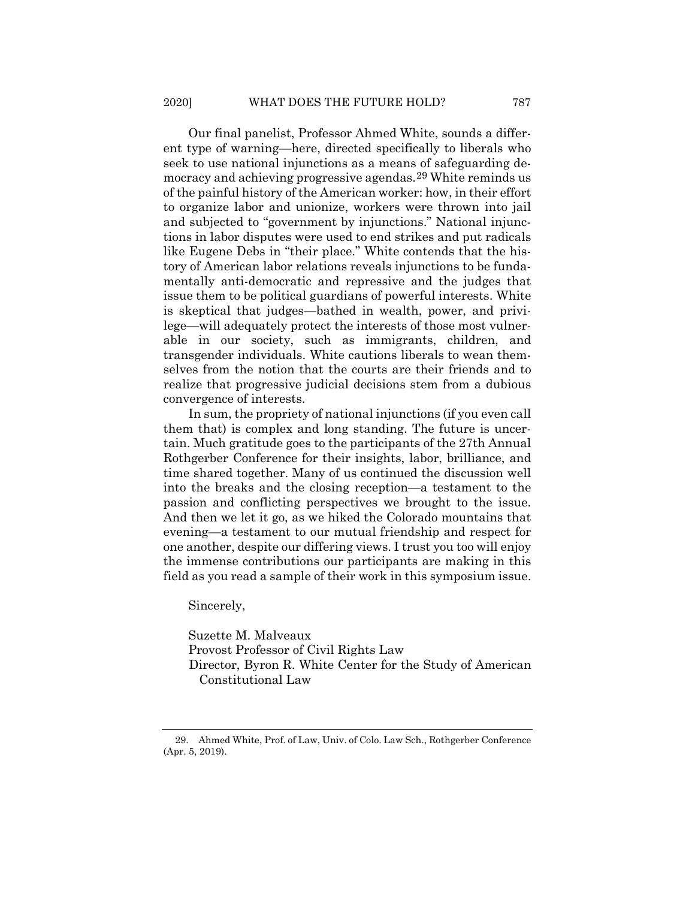Our final panelist, Professor Ahmed White, sounds a different type of warning—here, directed specifically to liberals who seek to use national injunctions as a means of safeguarding democracy and achieving progressive agendas.[29] White reminds us of the painful history of the American worker: how, in their effort to organize labor and unionize, workers were thrown into jail and subjected to "government by injunctions." National injunctions in labor disputes were used to end strikes and put radicals like Eugene Debs in "their place." White contends that the history of American labor relations reveals injunctions to be fundamentally anti-democratic and repressive and the judges that issue them to be political guardians of powerful interests. White is skeptical that judges—bathed in wealth, power, and privilege—will adequately protect the interests of those most vulnerable in our society, such as immigrants, children, and transgender individuals. White cautions liberals to wean themselves from the notion that the courts are their friends and to realize that progressive judicial decisions stem from a dubious convergence of interests.

In sum, the propriety of national injunctions (if you even call them that) is complex and long standing. The future is uncertain. Much gratitude goes to the participants of the 27th Annual Rothgerber Conference for their insights, labor, brilliance, and time shared together. Many of us continued the discussion well into the breaks and the closing reception—a testament to the passion and conflicting perspectives we brought to the issue. And then we let it go, as we hiked the Colorado mountains that evening—a testament to our mutual friendship and respect for one another, despite our differing views. I trust you too will enjoy the immense contributions our participants are making in this field as you read a sample of their work in this symposium issue.

Sincerely,

Suzette M. Malveaux
Provost Professor of Civil Rights Law
Director, Byron R. White Center for the Study of American Constitutional Law

---

29. Ahmed White, Prof. of Law, Univ. of Colo. Law Sch., Rothgerber Conference (Apr. 5, 2019).